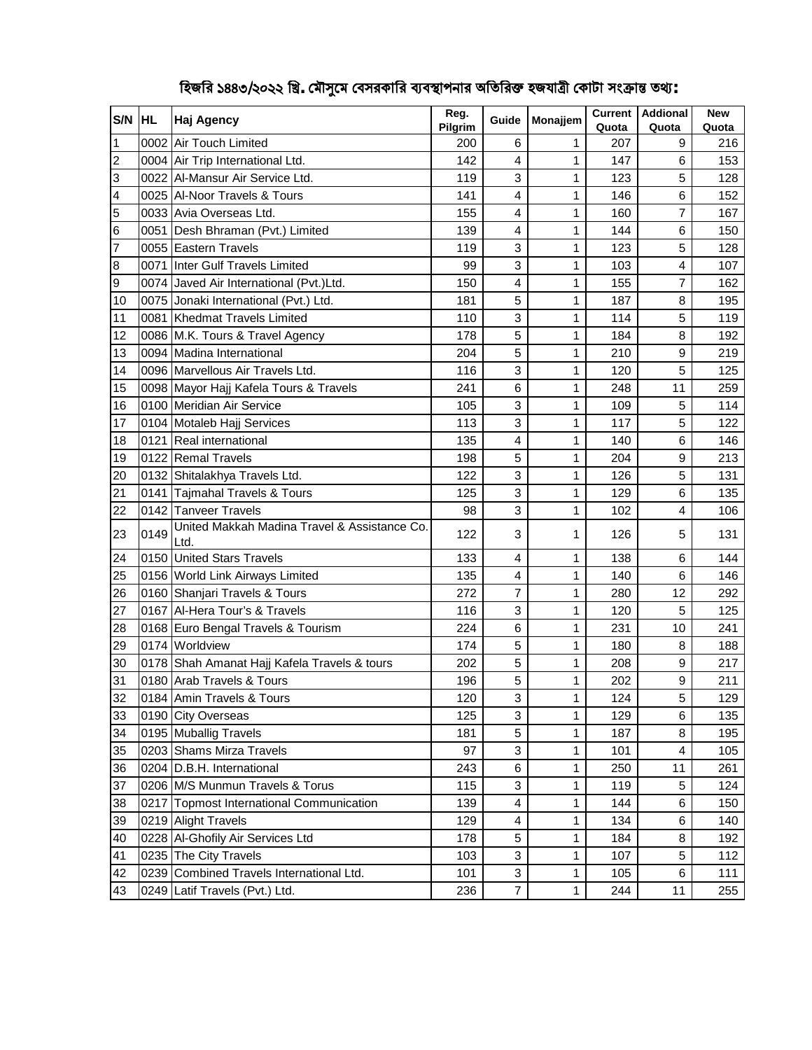# হিজরি ১৪৪৩/২০২২ খ্রি. মৌসুমে বেসরকারি ব্যবস্থাপনার অতিরিক্ত হজযাত্রী কোটা সংক্রান্ত তথ্য:

| S/N | HL | Haj Agency | Reg. Pilgrim | Guide | Monajjem | Current Quota | Addional Quota | New Quota |
|---|---|---|---|---|---|---|---|---|
| 1 | 0002 | Air Touch Limited | 200 | 6 | 1 | 207 | 9 | 216 |
| 2 | 0004 | Air Trip International Ltd. | 142 | 4 | 1 | 147 | 6 | 153 |
| 3 | 0022 | Al-Mansur Air Service Ltd. | 119 | 3 | 1 | 123 | 5 | 128 |
| 4 | 0025 | Al-Noor Travels & Tours | 141 | 4 | 1 | 146 | 6 | 152 |
| 5 | 0033 | Avia Overseas Ltd. | 155 | 4 | 1 | 160 | 7 | 167 |
| 6 | 0051 | Desh Bhraman (Pvt.) Limited | 139 | 4 | 1 | 144 | 6 | 150 |
| 7 | 0055 | Eastern Travels | 119 | 3 | 1 | 123 | 5 | 128 |
| 8 | 0071 | Inter Gulf Travels Limited | 99 | 3 | 1 | 103 | 4 | 107 |
| 9 | 0074 | Javed Air International (Pvt.)Ltd. | 150 | 4 | 1 | 155 | 7 | 162 |
| 10 | 0075 | Jonaki International (Pvt.) Ltd. | 181 | 5 | 1 | 187 | 8 | 195 |
| 11 | 0081 | Khedmat Travels Limited | 110 | 3 | 1 | 114 | 5 | 119 |
| 12 | 0086 | M.K. Tours & Travel Agency | 178 | 5 | 1 | 184 | 8 | 192 |
| 13 | 0094 | Madina International | 204 | 5 | 1 | 210 | 9 | 219 |
| 14 | 0096 | Marvellous Air Travels Ltd. | 116 | 3 | 1 | 120 | 5 | 125 |
| 15 | 0098 | Mayor Hajj Kafela Tours & Travels | 241 | 6 | 1 | 248 | 11 | 259 |
| 16 | 0100 | Meridian Air Service | 105 | 3 | 1 | 109 | 5 | 114 |
| 17 | 0104 | Motaleb Hajj Services | 113 | 3 | 1 | 117 | 5 | 122 |
| 18 | 0121 | Real international | 135 | 4 | 1 | 140 | 6 | 146 |
| 19 | 0122 | Remal Travels | 198 | 5 | 1 | 204 | 9 | 213 |
| 20 | 0132 | Shitalakhya Travels Ltd. | 122 | 3 | 1 | 126 | 5 | 131 |
| 21 | 0141 | Tajmahal Travels & Tours | 125 | 3 | 1 | 129 | 6 | 135 |
| 22 | 0142 | Tanveer Travels | 98 | 3 | 1 | 102 | 4 | 106 |
| 23 | 0149 | United Makkah Madina Travel & Assistance Co. Ltd. | 122 | 3 | 1 | 126 | 5 | 131 |
| 24 | 0150 | United Stars Travels | 133 | 4 | 1 | 138 | 6 | 144 |
| 25 | 0156 | World Link Airways Limited | 135 | 4 | 1 | 140 | 6 | 146 |
| 26 | 0160 | Shanjari Travels & Tours | 272 | 7 | 1 | 280 | 12 | 292 |
| 27 | 0167 | Al-Hera Tour's & Travels | 116 | 3 | 1 | 120 | 5 | 125 |
| 28 | 0168 | Euro Bengal Travels & Tourism | 224 | 6 | 1 | 231 | 10 | 241 |
| 29 | 0174 | Worldview | 174 | 5 | 1 | 180 | 8 | 188 |
| 30 | 0178 | Shah Amanat Hajj Kafela Travels & tours | 202 | 5 | 1 | 208 | 9 | 217 |
| 31 | 0180 | Arab Travels & Tours | 196 | 5 | 1 | 202 | 9 | 211 |
| 32 | 0184 | Amin Travels & Tours | 120 | 3 | 1 | 124 | 5 | 129 |
| 33 | 0190 | City Overseas | 125 | 3 | 1 | 129 | 6 | 135 |
| 34 | 0195 | Muballig Travels | 181 | 5 | 1 | 187 | 8 | 195 |
| 35 | 0203 | Shams Mirza Travels | 97 | 3 | 1 | 101 | 4 | 105 |
| 36 | 0204 | D.B.H. International | 243 | 6 | 1 | 250 | 11 | 261 |
| 37 | 0206 | M/S Munmun Travels & Torus | 115 | 3 | 1 | 119 | 5 | 124 |
| 38 | 0217 | Topmost International Communication | 139 | 4 | 1 | 144 | 6 | 150 |
| 39 | 0219 | Alight Travels | 129 | 4 | 1 | 134 | 6 | 140 |
| 40 | 0228 | Al-Ghofily Air Services Ltd | 178 | 5 | 1 | 184 | 8 | 192 |
| 41 | 0235 | The City Travels | 103 | 3 | 1 | 107 | 5 | 112 |
| 42 | 0239 | Combined Travels International Ltd. | 101 | 3 | 1 | 105 | 6 | 111 |
| 43 | 0249 | Latif Travels (Pvt.) Ltd. | 236 | 7 | 1 | 244 | 11 | 255 |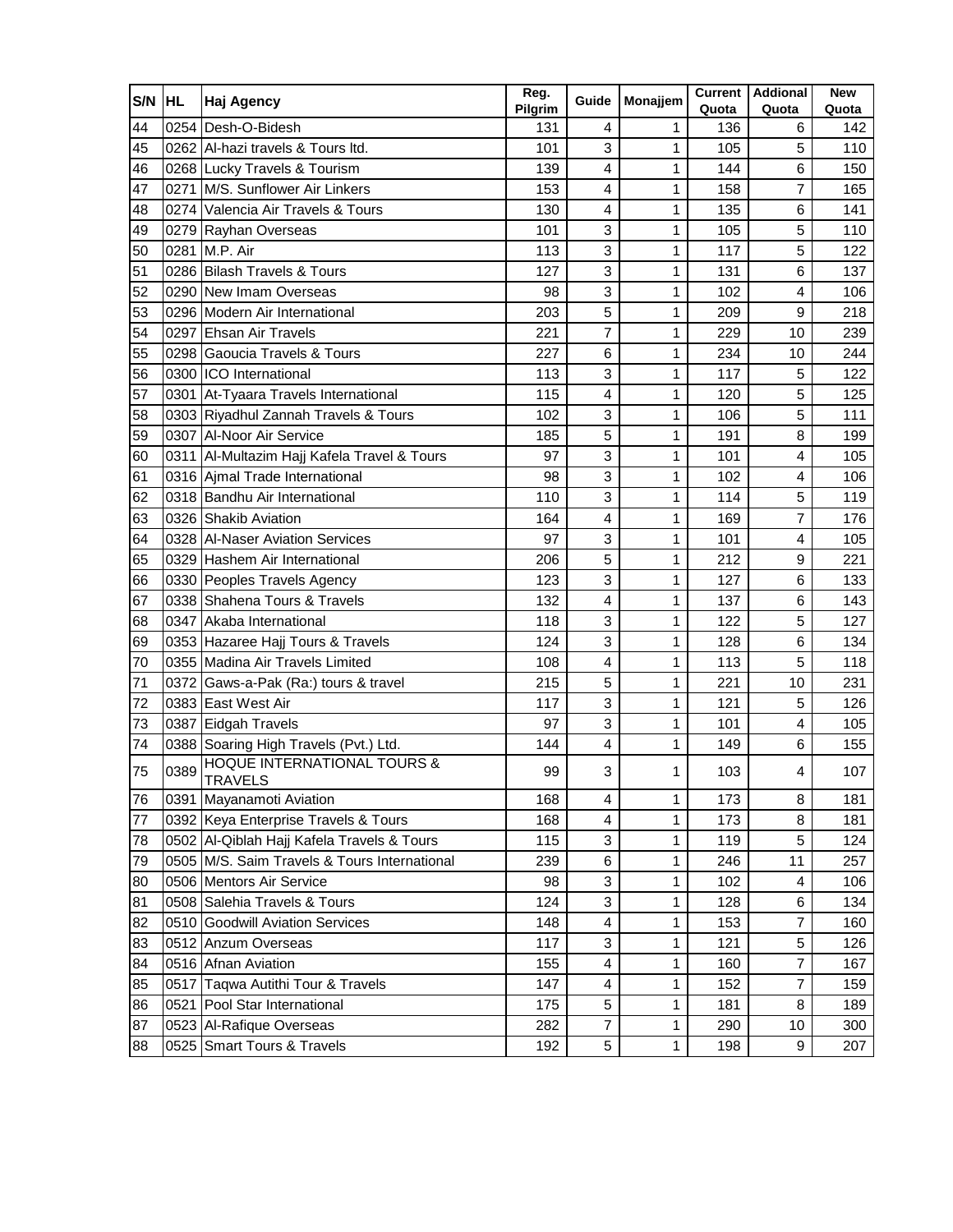| S/N | HL | Haj Agency | Reg. Pilgrim | Guide | Monajjem | Current Quota | Addional Quota | New Quota |
|---|---|---|---|---|---|---|---|---|
| 44 | 0254 | Desh-O-Bidesh | 131 | 4 | 1 | 136 | 6 | 142 |
| 45 | 0262 | Al-hazi travels & Tours ltd. | 101 | 3 | 1 | 105 | 5 | 110 |
| 46 | 0268 | Lucky Travels & Tourism | 139 | 4 | 1 | 144 | 6 | 150 |
| 47 | 0271 | M/S. Sunflower Air Linkers | 153 | 4 | 1 | 158 | 7 | 165 |
| 48 | 0274 | Valencia Air Travels & Tours | 130 | 4 | 1 | 135 | 6 | 141 |
| 49 | 0279 | Rayhan Overseas | 101 | 3 | 1 | 105 | 5 | 110 |
| 50 | 0281 | M.P. Air | 113 | 3 | 1 | 117 | 5 | 122 |
| 51 | 0286 | Bilash Travels & Tours | 127 | 3 | 1 | 131 | 6 | 137 |
| 52 | 0290 | New Imam Overseas | 98 | 3 | 1 | 102 | 4 | 106 |
| 53 | 0296 | Modern Air International | 203 | 5 | 1 | 209 | 9 | 218 |
| 54 | 0297 | Ehsan Air Travels | 221 | 7 | 1 | 229 | 10 | 239 |
| 55 | 0298 | Gaoucia Travels & Tours | 227 | 6 | 1 | 234 | 10 | 244 |
| 56 | 0300 | ICO International | 113 | 3 | 1 | 117 | 5 | 122 |
| 57 | 0301 | At-Tyaara Travels International | 115 | 4 | 1 | 120 | 5 | 125 |
| 58 | 0303 | Riyadhul Zannah Travels & Tours | 102 | 3 | 1 | 106 | 5 | 111 |
| 59 | 0307 | Al-Noor Air Service | 185 | 5 | 1 | 191 | 8 | 199 |
| 60 | 0311 | Al-Multazim Hajj Kafela Travel & Tours | 97 | 3 | 1 | 101 | 4 | 105 |
| 61 | 0316 | Ajmal Trade International | 98 | 3 | 1 | 102 | 4 | 106 |
| 62 | 0318 | Bandhu Air International | 110 | 3 | 1 | 114 | 5 | 119 |
| 63 | 0326 | Shakib Aviation | 164 | 4 | 1 | 169 | 7 | 176 |
| 64 | 0328 | Al-Naser Aviation Services | 97 | 3 | 1 | 101 | 4 | 105 |
| 65 | 0329 | Hashem Air International | 206 | 5 | 1 | 212 | 9 | 221 |
| 66 | 0330 | Peoples Travels Agency | 123 | 3 | 1 | 127 | 6 | 133 |
| 67 | 0338 | Shahena Tours & Travels | 132 | 4 | 1 | 137 | 6 | 143 |
| 68 | 0347 | Akaba International | 118 | 3 | 1 | 122 | 5 | 127 |
| 69 | 0353 | Hazaree Hajj Tours & Travels | 124 | 3 | 1 | 128 | 6 | 134 |
| 70 | 0355 | Madina Air Travels Limited | 108 | 4 | 1 | 113 | 5 | 118 |
| 71 | 0372 | Gaws-a-Pak (Ra:) tours & travel | 215 | 5 | 1 | 221 | 10 | 231 |
| 72 | 0383 | East West Air | 117 | 3 | 1 | 121 | 5 | 126 |
| 73 | 0387 | Eidgah Travels | 97 | 3 | 1 | 101 | 4 | 105 |
| 74 | 0388 | Soaring High Travels (Pvt.) Ltd. | 144 | 4 | 1 | 149 | 6 | 155 |
| 75 | 0389 | HOQUE INTERNATIONAL TOURS & TRAVELS | 99 | 3 | 1 | 103 | 4 | 107 |
| 76 | 0391 | Mayanamoti Aviation | 168 | 4 | 1 | 173 | 8 | 181 |
| 77 | 0392 | Keya Enterprise Travels & Tours | 168 | 4 | 1 | 173 | 8 | 181 |
| 78 | 0502 | Al-Qiblah Hajj Kafela Travels & Tours | 115 | 3 | 1 | 119 | 5 | 124 |
| 79 | 0505 | M/S. Saim Travels & Tours International | 239 | 6 | 1 | 246 | 11 | 257 |
| 80 | 0506 | Mentors Air Service | 98 | 3 | 1 | 102 | 4 | 106 |
| 81 | 0508 | Salehia Travels & Tours | 124 | 3 | 1 | 128 | 6 | 134 |
| 82 | 0510 | Goodwill Aviation Services | 148 | 4 | 1 | 153 | 7 | 160 |
| 83 | 0512 | Anzum Overseas | 117 | 3 | 1 | 121 | 5 | 126 |
| 84 | 0516 | Afnan Aviation | 155 | 4 | 1 | 160 | 7 | 167 |
| 85 | 0517 | Taqwa Autithi Tour & Travels | 147 | 4 | 1 | 152 | 7 | 159 |
| 86 | 0521 | Pool Star International | 175 | 5 | 1 | 181 | 8 | 189 |
| 87 | 0523 | Al-Rafique Overseas | 282 | 7 | 1 | 290 | 10 | 300 |
| 88 | 0525 | Smart Tours & Travels | 192 | 5 | 1 | 198 | 9 | 207 |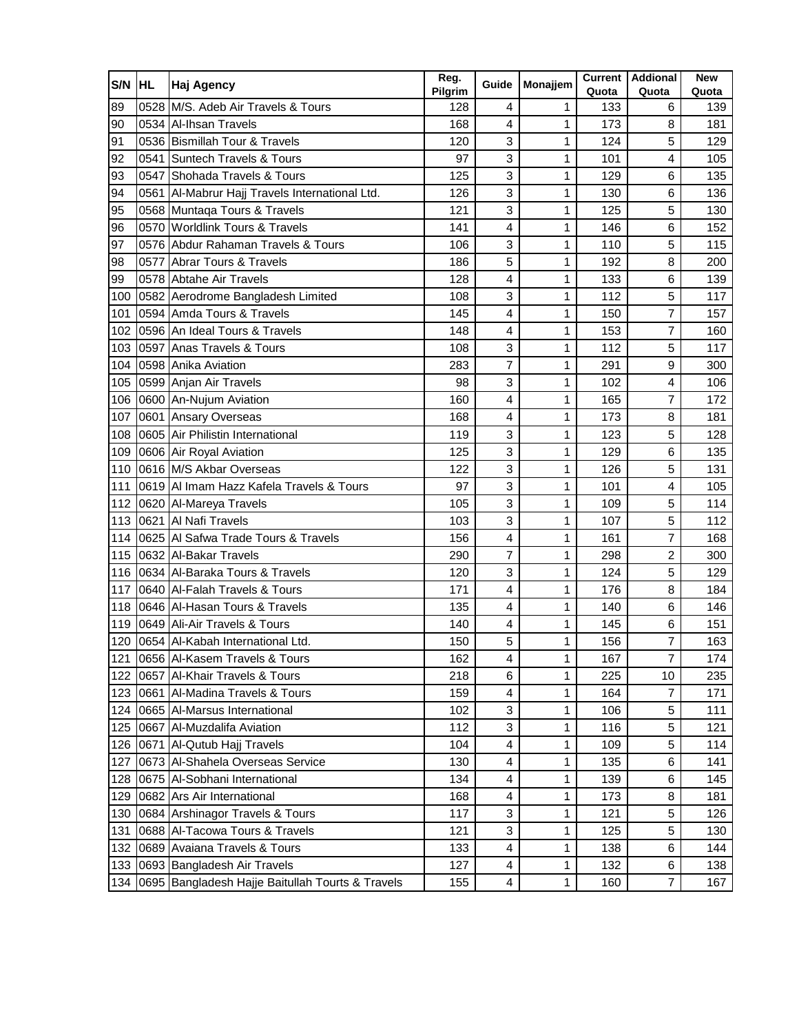| S/N | HL | Haj Agency | Reg. Pilgrim | Guide | Monajjem | Current Quota | Addional Quota | New Quota |
|---|---|---|---|---|---|---|---|---|
| 89 | 0528 | M/S. Adeb Air Travels & Tours | 128 | 4 | 1 | 133 | 6 | 139 |
| 90 | 0534 | Al-Ihsan Travels | 168 | 4 | 1 | 173 | 8 | 181 |
| 91 | 0536 | Bismillah Tour & Travels | 120 | 3 | 1 | 124 | 5 | 129 |
| 92 | 0541 | Suntech Travels & Tours | 97 | 3 | 1 | 101 | 4 | 105 |
| 93 | 0547 | Shohada Travels & Tours | 125 | 3 | 1 | 129 | 6 | 135 |
| 94 | 0561 | Al-Mabrur Hajj Travels International Ltd. | 126 | 3 | 1 | 130 | 6 | 136 |
| 95 | 0568 | Muntaqa Tours & Travels | 121 | 3 | 1 | 125 | 5 | 130 |
| 96 | 0570 | Worldlink Tours & Travels | 141 | 4 | 1 | 146 | 6 | 152 |
| 97 | 0576 | Abdur Rahaman Travels & Tours | 106 | 3 | 1 | 110 | 5 | 115 |
| 98 | 0577 | Abrar Tours & Travels | 186 | 5 | 1 | 192 | 8 | 200 |
| 99 | 0578 | Abtahe Air Travels | 128 | 4 | 1 | 133 | 6 | 139 |
| 100 | 0582 | Aerodrome Bangladesh Limited | 108 | 3 | 1 | 112 | 5 | 117 |
| 101 | 0594 | Amda Tours & Travels | 145 | 4 | 1 | 150 | 7 | 157 |
| 102 | 0596 | An Ideal Tours & Travels | 148 | 4 | 1 | 153 | 7 | 160 |
| 103 | 0597 | Anas Travels & Tours | 108 | 3 | 1 | 112 | 5 | 117 |
| 104 | 0598 | Anika Aviation | 283 | 7 | 1 | 291 | 9 | 300 |
| 105 | 0599 | Anjan Air Travels | 98 | 3 | 1 | 102 | 4 | 106 |
| 106 | 0600 | An-Nujum Aviation | 160 | 4 | 1 | 165 | 7 | 172 |
| 107 | 0601 | Ansary Overseas | 168 | 4 | 1 | 173 | 8 | 181 |
| 108 | 0605 | Air Philistin International | 119 | 3 | 1 | 123 | 5 | 128 |
| 109 | 0606 | Air Royal Aviation | 125 | 3 | 1 | 129 | 6 | 135 |
| 110 | 0616 | M/S Akbar Overseas | 122 | 3 | 1 | 126 | 5 | 131 |
| 111 | 0619 | Al Imam Hazz Kafela Travels & Tours | 97 | 3 | 1 | 101 | 4 | 105 |
| 112 | 0620 | Al-Mareya Travels | 105 | 3 | 1 | 109 | 5 | 114 |
| 113 | 0621 | Al Nafi Travels | 103 | 3 | 1 | 107 | 5 | 112 |
| 114 | 0625 | Al Safwa Trade Tours & Travels | 156 | 4 | 1 | 161 | 7 | 168 |
| 115 | 0632 | Al-Bakar Travels | 290 | 7 | 1 | 298 | 2 | 300 |
| 116 | 0634 | Al-Baraka Tours & Travels | 120 | 3 | 1 | 124 | 5 | 129 |
| 117 | 0640 | Al-Falah Travels & Tours | 171 | 4 | 1 | 176 | 8 | 184 |
| 118 | 0646 | Al-Hasan Tours & Travels | 135 | 4 | 1 | 140 | 6 | 146 |
| 119 | 0649 | Ali-Air Travels & Tours | 140 | 4 | 1 | 145 | 6 | 151 |
| 120 | 0654 | Al-Kabah International Ltd. | 150 | 5 | 1 | 156 | 7 | 163 |
| 121 | 0656 | Al-Kasem Travels & Tours | 162 | 4 | 1 | 167 | 7 | 174 |
| 122 | 0657 | Al-Khair Travels & Tours | 218 | 6 | 1 | 225 | 10 | 235 |
| 123 | 0661 | Al-Madina Travels & Tours | 159 | 4 | 1 | 164 | 7 | 171 |
| 124 | 0665 | Al-Marsus International | 102 | 3 | 1 | 106 | 5 | 111 |
| 125 | 0667 | Al-Muzdalifa Aviation | 112 | 3 | 1 | 116 | 5 | 121 |
| 126 | 0671 | Al-Qutub Hajj Travels | 104 | 4 | 1 | 109 | 5 | 114 |
| 127 | 0673 | Al-Shahela Overseas Service | 130 | 4 | 1 | 135 | 6 | 141 |
| 128 | 0675 | Al-Sobhani International | 134 | 4 | 1 | 139 | 6 | 145 |
| 129 | 0682 | Ars Air International | 168 | 4 | 1 | 173 | 8 | 181 |
| 130 | 0684 | Arshinagor Travels & Tours | 117 | 3 | 1 | 121 | 5 | 126 |
| 131 | 0688 | Al-Tacowa Tours & Travels | 121 | 3 | 1 | 125 | 5 | 130 |
| 132 | 0689 | Avaiana Travels & Tours | 133 | 4 | 1 | 138 | 6 | 144 |
| 133 | 0693 | Bangladesh Air Travels | 127 | 4 | 1 | 132 | 6 | 138 |
| 134 | 0695 | Bangladesh Hajje Baitullah Tourts & Travels | 155 | 4 | 1 | 160 | 7 | 167 |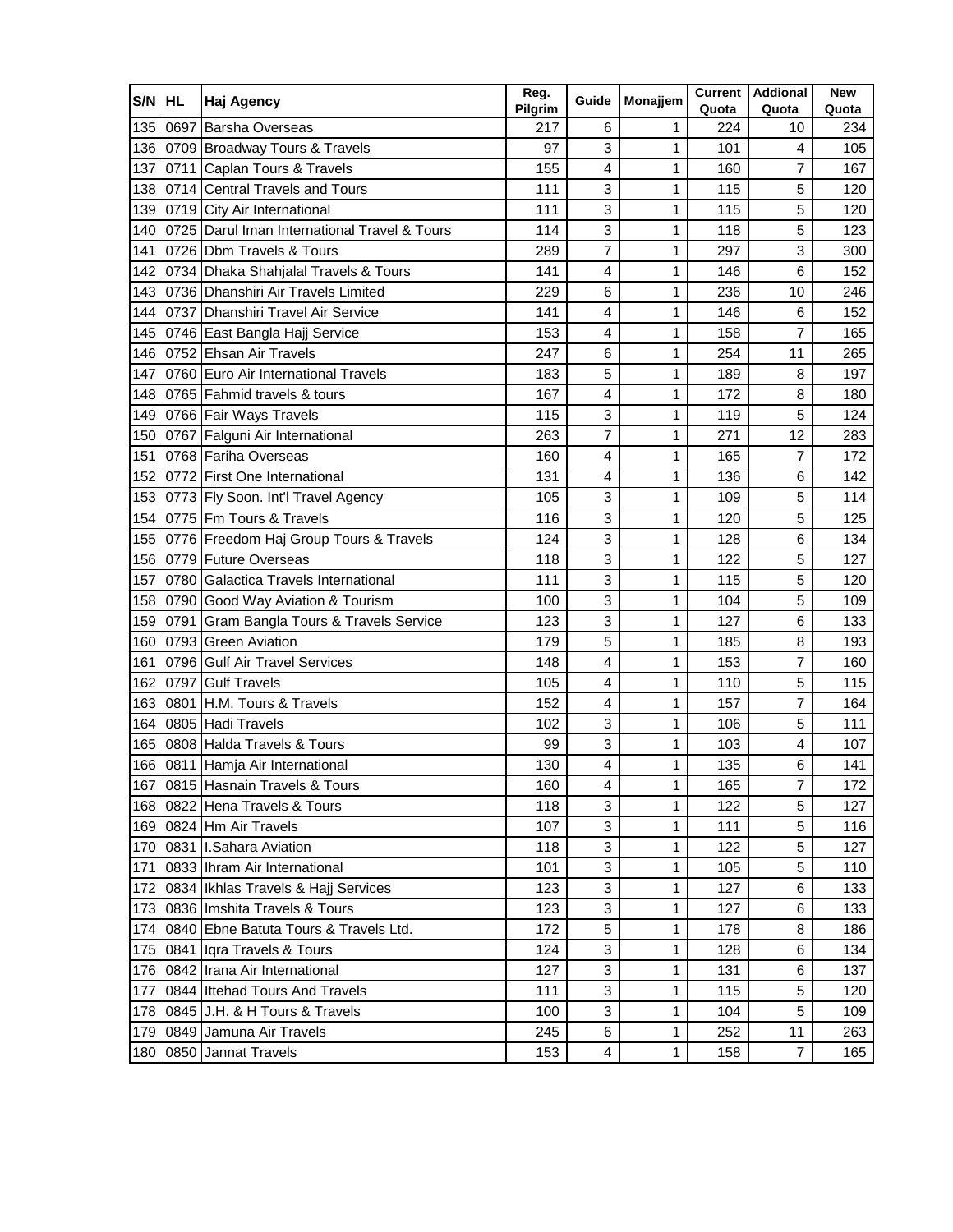| S/N | HL | Haj Agency | Reg. Pilgrim | Guide | Monajjem | Current Quota | Addional Quota | New Quota |
|---|---|---|---|---|---|---|---|---|
| 135 | 0697 | Barsha Overseas | 217 | 6 | 1 | 224 | 10 | 234 |
| 136 | 0709 | Broadway Tours & Travels | 97 | 3 | 1 | 101 | 4 | 105 |
| 137 | 0711 | Caplan Tours & Travels | 155 | 4 | 1 | 160 | 7 | 167 |
| 138 | 0714 | Central Travels and Tours | 111 | 3 | 1 | 115 | 5 | 120 |
| 139 | 0719 | City Air International | 111 | 3 | 1 | 115 | 5 | 120 |
| 140 | 0725 | Darul Iman International Travel & Tours | 114 | 3 | 1 | 118 | 5 | 123 |
| 141 | 0726 | Dbm Travels & Tours | 289 | 7 | 1 | 297 | 3 | 300 |
| 142 | 0734 | Dhaka Shahjalal Travels & Tours | 141 | 4 | 1 | 146 | 6 | 152 |
| 143 | 0736 | Dhanshiri Air Travels Limited | 229 | 6 | 1 | 236 | 10 | 246 |
| 144 | 0737 | Dhanshiri Travel Air Service | 141 | 4 | 1 | 146 | 6 | 152 |
| 145 | 0746 | East Bangla Hajj Service | 153 | 4 | 1 | 158 | 7 | 165 |
| 146 | 0752 | Ehsan Air Travels | 247 | 6 | 1 | 254 | 11 | 265 |
| 147 | 0760 | Euro Air International Travels | 183 | 5 | 1 | 189 | 8 | 197 |
| 148 | 0765 | Fahmid travels & tours | 167 | 4 | 1 | 172 | 8 | 180 |
| 149 | 0766 | Fair Ways Travels | 115 | 3 | 1 | 119 | 5 | 124 |
| 150 | 0767 | Falguni Air International | 263 | 7 | 1 | 271 | 12 | 283 |
| 151 | 0768 | Fariha Overseas | 160 | 4 | 1 | 165 | 7 | 172 |
| 152 | 0772 | First One International | 131 | 4 | 1 | 136 | 6 | 142 |
| 153 | 0773 | Fly Soon. Int'l Travel Agency | 105 | 3 | 1 | 109 | 5 | 114 |
| 154 | 0775 | Fm Tours & Travels | 116 | 3 | 1 | 120 | 5 | 125 |
| 155 | 0776 | Freedom Haj Group Tours & Travels | 124 | 3 | 1 | 128 | 6 | 134 |
| 156 | 0779 | Future Overseas | 118 | 3 | 1 | 122 | 5 | 127 |
| 157 | 0780 | Galactica Travels International | 111 | 3 | 1 | 115 | 5 | 120 |
| 158 | 0790 | Good Way Aviation & Tourism | 100 | 3 | 1 | 104 | 5 | 109 |
| 159 | 0791 | Gram Bangla Tours & Travels Service | 123 | 3 | 1 | 127 | 6 | 133 |
| 160 | 0793 | Green Aviation | 179 | 5 | 1 | 185 | 8 | 193 |
| 161 | 0796 | Gulf Air Travel Services | 148 | 4 | 1 | 153 | 7 | 160 |
| 162 | 0797 | Gulf Travels | 105 | 4 | 1 | 110 | 5 | 115 |
| 163 | 0801 | H.M. Tours & Travels | 152 | 4 | 1 | 157 | 7 | 164 |
| 164 | 0805 | Hadi Travels | 102 | 3 | 1 | 106 | 5 | 111 |
| 165 | 0808 | Halda Travels & Tours | 99 | 3 | 1 | 103 | 4 | 107 |
| 166 | 0811 | Hamja Air International | 130 | 4 | 1 | 135 | 6 | 141 |
| 167 | 0815 | Hasnain Travels & Tours | 160 | 4 | 1 | 165 | 7 | 172 |
| 168 | 0822 | Hena Travels & Tours | 118 | 3 | 1 | 122 | 5 | 127 |
| 169 | 0824 | Hm Air Travels | 107 | 3 | 1 | 111 | 5 | 116 |
| 170 | 0831 | I.Sahara Aviation | 118 | 3 | 1 | 122 | 5 | 127 |
| 171 | 0833 | Ihram Air International | 101 | 3 | 1 | 105 | 5 | 110 |
| 172 | 0834 | Ikhlas Travels & Hajj Services | 123 | 3 | 1 | 127 | 6 | 133 |
| 173 | 0836 | Imshita Travels & Tours | 123 | 3 | 1 | 127 | 6 | 133 |
| 174 | 0840 | Ebne Batuta Tours & Travels Ltd. | 172 | 5 | 1 | 178 | 8 | 186 |
| 175 | 0841 | Iqra Travels & Tours | 124 | 3 | 1 | 128 | 6 | 134 |
| 176 | 0842 | Irana Air International | 127 | 3 | 1 | 131 | 6 | 137 |
| 177 | 0844 | Ittehad Tours And Travels | 111 | 3 | 1 | 115 | 5 | 120 |
| 178 | 0845 | J.H. & H Tours & Travels | 100 | 3 | 1 | 104 | 5 | 109 |
| 179 | 0849 | Jamuna Air Travels | 245 | 6 | 1 | 252 | 11 | 263 |
| 180 | 0850 | Jannat Travels | 153 | 4 | 1 | 158 | 7 | 165 |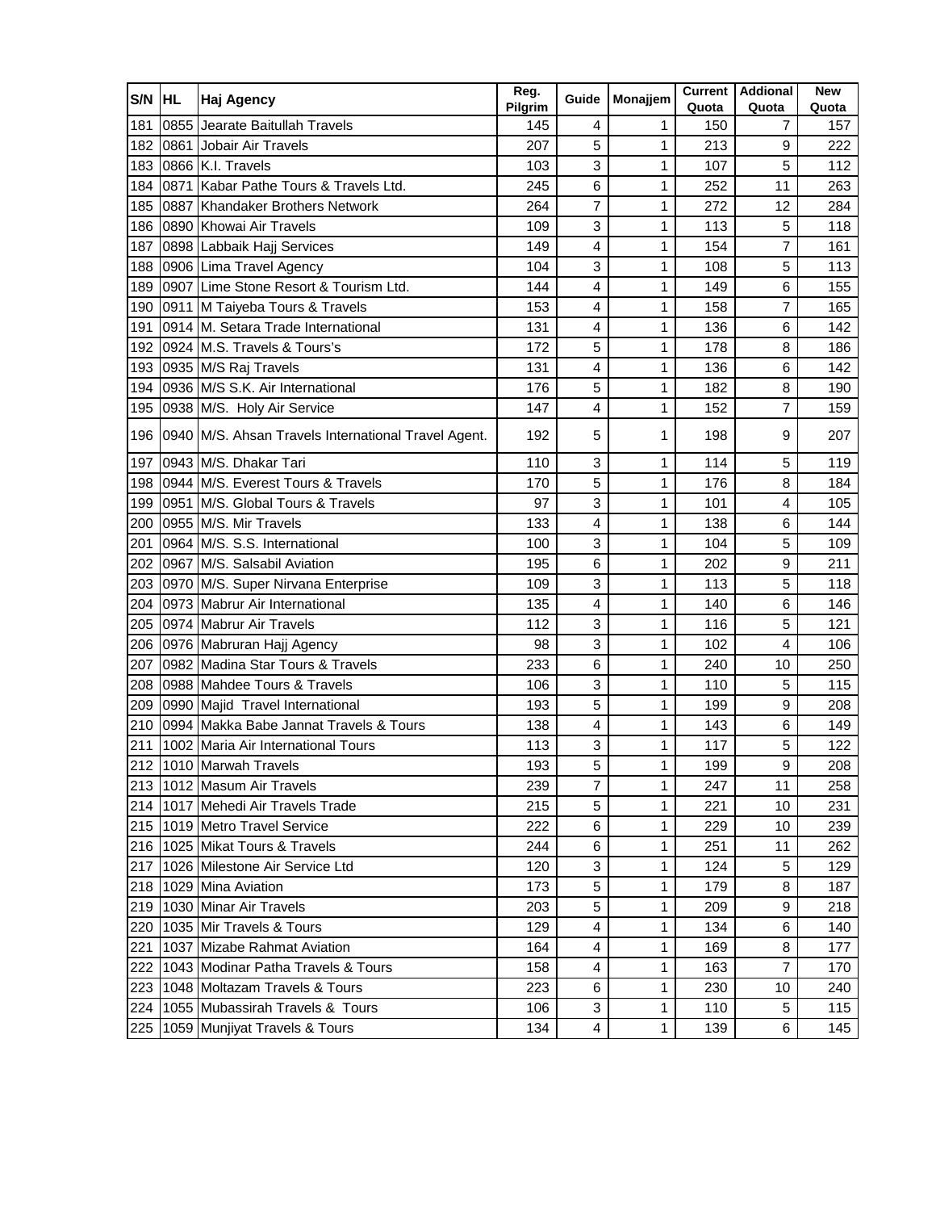| S/N | HL | Haj Agency | Reg. Pilgrim | Guide | Monajjem | Current Quota | Addional Quota | New Quota |
|---|---|---|---|---|---|---|---|---|
| 181 | 0855 | Jearate Baitullah Travels | 145 | 4 | 1 | 150 | 7 | 157 |
| 182 | 0861 | Jobair Air Travels | 207 | 5 | 1 | 213 | 9 | 222 |
| 183 | 0866 | K.I. Travels | 103 | 3 | 1 | 107 | 5 | 112 |
| 184 | 0871 | Kabar Pathe Tours & Travels Ltd. | 245 | 6 | 1 | 252 | 11 | 263 |
| 185 | 0887 | Khandaker Brothers Network | 264 | 7 | 1 | 272 | 12 | 284 |
| 186 | 0890 | Khowai Air Travels | 109 | 3 | 1 | 113 | 5 | 118 |
| 187 | 0898 | Labbaik Hajj Services | 149 | 4 | 1 | 154 | 7 | 161 |
| 188 | 0906 | Lima Travel Agency | 104 | 3 | 1 | 108 | 5 | 113 |
| 189 | 0907 | Lime Stone Resort & Tourism Ltd. | 144 | 4 | 1 | 149 | 6 | 155 |
| 190 | 0911 | M Taiyeba Tours & Travels | 153 | 4 | 1 | 158 | 7 | 165 |
| 191 | 0914 | M. Setara Trade International | 131 | 4 | 1 | 136 | 6 | 142 |
| 192 | 0924 | M.S. Travels & Tours's | 172 | 5 | 1 | 178 | 8 | 186 |
| 193 | 0935 | M/S Raj Travels | 131 | 4 | 1 | 136 | 6 | 142 |
| 194 | 0936 | M/S S.K. Air International | 176 | 5 | 1 | 182 | 8 | 190 |
| 195 | 0938 | M/S. Holy Air Service | 147 | 4 | 1 | 152 | 7 | 159 |
| 196 | 0940 | M/S. Ahsan Travels International Travel Agent. | 192 | 5 | 1 | 198 | 9 | 207 |
| 197 | 0943 | M/S. Dhakar Tari | 110 | 3 | 1 | 114 | 5 | 119 |
| 198 | 0944 | M/S. Everest Tours & Travels | 170 | 5 | 1 | 176 | 8 | 184 |
| 199 | 0951 | M/S. Global Tours & Travels | 97 | 3 | 1 | 101 | 4 | 105 |
| 200 | 0955 | M/S. Mir Travels | 133 | 4 | 1 | 138 | 6 | 144 |
| 201 | 0964 | M/S. S.S. International | 100 | 3 | 1 | 104 | 5 | 109 |
| 202 | 0967 | M/S. Salsabil Aviation | 195 | 6 | 1 | 202 | 9 | 211 |
| 203 | 0970 | M/S. Super Nirvana Enterprise | 109 | 3 | 1 | 113 | 5 | 118 |
| 204 | 0973 | Mabrur Air International | 135 | 4 | 1 | 140 | 6 | 146 |
| 205 | 0974 | Mabrur Air Travels | 112 | 3 | 1 | 116 | 5 | 121 |
| 206 | 0976 | Mabruran Hajj Agency | 98 | 3 | 1 | 102 | 4 | 106 |
| 207 | 0982 | Madina Star Tours & Travels | 233 | 6 | 1 | 240 | 10 | 250 |
| 208 | 0988 | Mahdee Tours & Travels | 106 | 3 | 1 | 110 | 5 | 115 |
| 209 | 0990 | Majid Travel International | 193 | 5 | 1 | 199 | 9 | 208 |
| 210 | 0994 | Makka Babe Jannat Travels & Tours | 138 | 4 | 1 | 143 | 6 | 149 |
| 211 | 1002 | Maria Air International Tours | 113 | 3 | 1 | 117 | 5 | 122 |
| 212 | 1010 | Marwah Travels | 193 | 5 | 1 | 199 | 9 | 208 |
| 213 | 1012 | Masum Air Travels | 239 | 7 | 1 | 247 | 11 | 258 |
| 214 | 1017 | Mehedi Air Travels Trade | 215 | 5 | 1 | 221 | 10 | 231 |
| 215 | 1019 | Metro Travel Service | 222 | 6 | 1 | 229 | 10 | 239 |
| 216 | 1025 | Mikat Tours & Travels | 244 | 6 | 1 | 251 | 11 | 262 |
| 217 | 1026 | Milestone Air Service Ltd | 120 | 3 | 1 | 124 | 5 | 129 |
| 218 | 1029 | Mina Aviation | 173 | 5 | 1 | 179 | 8 | 187 |
| 219 | 1030 | Minar Air Travels | 203 | 5 | 1 | 209 | 9 | 218 |
| 220 | 1035 | Mir Travels & Tours | 129 | 4 | 1 | 134 | 6 | 140 |
| 221 | 1037 | Mizabe Rahmat Aviation | 164 | 4 | 1 | 169 | 8 | 177 |
| 222 | 1043 | Modinar Patha Travels & Tours | 158 | 4 | 1 | 163 | 7 | 170 |
| 223 | 1048 | Moltazam Travels & Tours | 223 | 6 | 1 | 230 | 10 | 240 |
| 224 | 1055 | Mubassirah Travels & Tours | 106 | 3 | 1 | 110 | 5 | 115 |
| 225 | 1059 | Munjiyat Travels & Tours | 134 | 4 | 1 | 139 | 6 | 145 |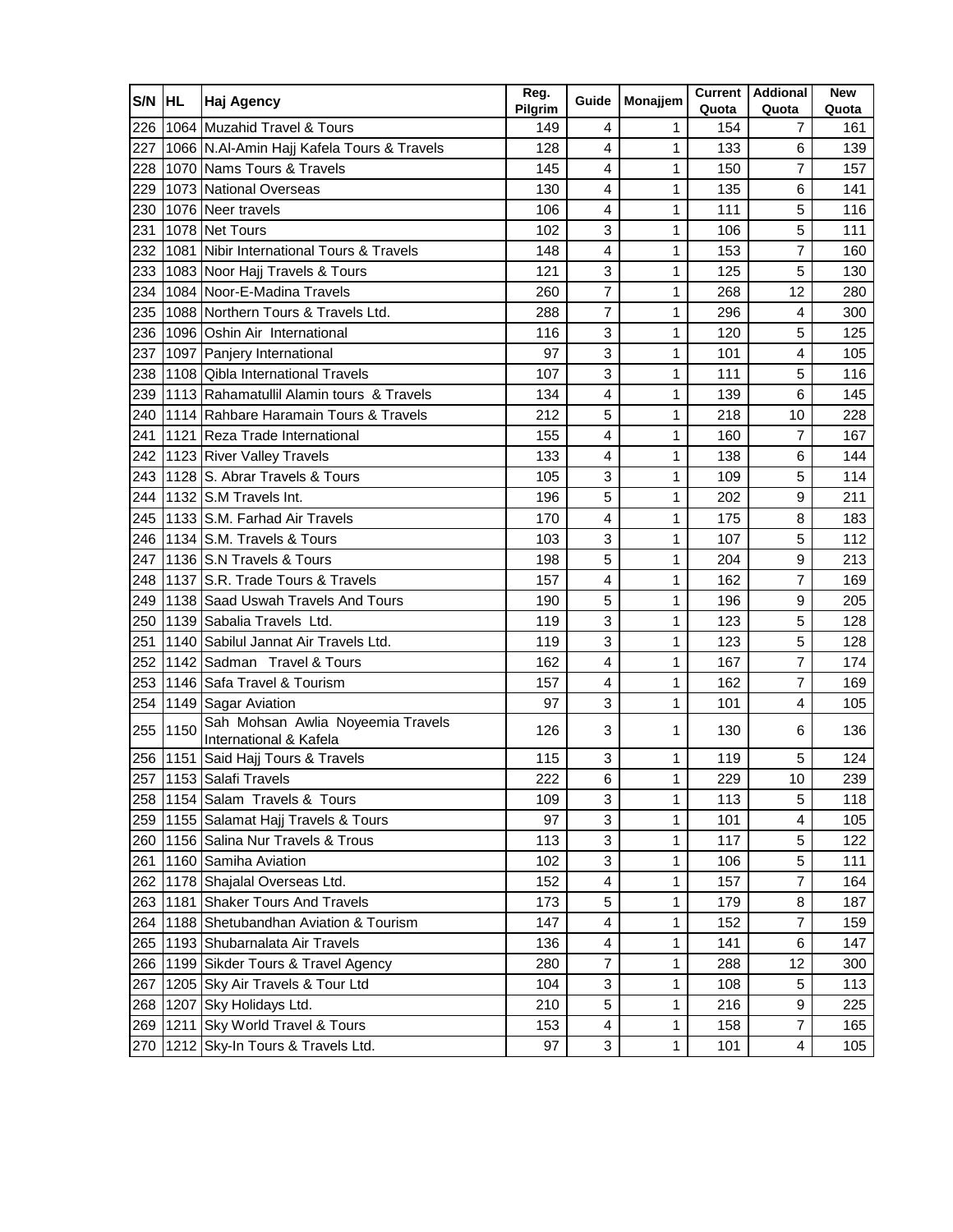| S/N | HL | Haj Agency | Reg. Pilgrim | Guide | Monajjem | Current Quota | Addional Quota | New Quota |
|---|---|---|---|---|---|---|---|---|
| 226 | 1064 | Muzahid Travel & Tours | 149 | 4 | 1 | 154 | 7 | 161 |
| 227 | 1066 | N.Al-Amin Hajj Kafela Tours & Travels | 128 | 4 | 1 | 133 | 6 | 139 |
| 228 | 1070 | Nams Tours & Travels | 145 | 4 | 1 | 150 | 7 | 157 |
| 229 | 1073 | National Overseas | 130 | 4 | 1 | 135 | 6 | 141 |
| 230 | 1076 | Neer travels | 106 | 4 | 1 | 111 | 5 | 116 |
| 231 | 1078 | Net Tours | 102 | 3 | 1 | 106 | 5 | 111 |
| 232 | 1081 | Nibir International Tours & Travels | 148 | 4 | 1 | 153 | 7 | 160 |
| 233 | 1083 | Noor Hajj Travels & Tours | 121 | 3 | 1 | 125 | 5 | 130 |
| 234 | 1084 | Noor-E-Madina Travels | 260 | 7 | 1 | 268 | 12 | 280 |
| 235 | 1088 | Northern Tours & Travels Ltd. | 288 | 7 | 1 | 296 | 4 | 300 |
| 236 | 1096 | Oshin Air International | 116 | 3 | 1 | 120 | 5 | 125 |
| 237 | 1097 | Panjery International | 97 | 3 | 1 | 101 | 4 | 105 |
| 238 | 1108 | Qibla International Travels | 107 | 3 | 1 | 111 | 5 | 116 |
| 239 | 1113 | Rahamatullil Alamin tours & Travels | 134 | 4 | 1 | 139 | 6 | 145 |
| 240 | 1114 | Rahbare Haramain Tours & Travels | 212 | 5 | 1 | 218 | 10 | 228 |
| 241 | 1121 | Reza Trade International | 155 | 4 | 1 | 160 | 7 | 167 |
| 242 | 1123 | River Valley Travels | 133 | 4 | 1 | 138 | 6 | 144 |
| 243 | 1128 | S. Abrar Travels & Tours | 105 | 3 | 1 | 109 | 5 | 114 |
| 244 | 1132 | S.M Travels Int. | 196 | 5 | 1 | 202 | 9 | 211 |
| 245 | 1133 | S.M. Farhad Air Travels | 170 | 4 | 1 | 175 | 8 | 183 |
| 246 | 1134 | S.M. Travels & Tours | 103 | 3 | 1 | 107 | 5 | 112 |
| 247 | 1136 | S.N Travels & Tours | 198 | 5 | 1 | 204 | 9 | 213 |
| 248 | 1137 | S.R. Trade Tours & Travels | 157 | 4 | 1 | 162 | 7 | 169 |
| 249 | 1138 | Saad Uswah Travels And Tours | 190 | 5 | 1 | 196 | 9 | 205 |
| 250 | 1139 | Sabalia Travels Ltd. | 119 | 3 | 1 | 123 | 5 | 128 |
| 251 | 1140 | Sabilul Jannat Air Travels Ltd. | 119 | 3 | 1 | 123 | 5 | 128 |
| 252 | 1142 | Sadman Travel & Tours | 162 | 4 | 1 | 167 | 7 | 174 |
| 253 | 1146 | Safa Travel & Tourism | 157 | 4 | 1 | 162 | 7 | 169 |
| 254 | 1149 | Sagar Aviation | 97 | 3 | 1 | 101 | 4 | 105 |
| 255 | 1150 | Sah Mohsan Awlia Noyeemia Travels International & Kafela | 126 | 3 | 1 | 130 | 6 | 136 |
| 256 | 1151 | Said Hajj Tours & Travels | 115 | 3 | 1 | 119 | 5 | 124 |
| 257 | 1153 | Salafi Travels | 222 | 6 | 1 | 229 | 10 | 239 |
| 258 | 1154 | Salam Travels & Tours | 109 | 3 | 1 | 113 | 5 | 118 |
| 259 | 1155 | Salamat Hajj Travels & Tours | 97 | 3 | 1 | 101 | 4 | 105 |
| 260 | 1156 | Salina Nur Travels & Trous | 113 | 3 | 1 | 117 | 5 | 122 |
| 261 | 1160 | Samiha Aviation | 102 | 3 | 1 | 106 | 5 | 111 |
| 262 | 1178 | Shajalal Overseas Ltd. | 152 | 4 | 1 | 157 | 7 | 164 |
| 263 | 1181 | Shaker Tours And Travels | 173 | 5 | 1 | 179 | 8 | 187 |
| 264 | 1188 | Shetubandhan Aviation & Tourism | 147 | 4 | 1 | 152 | 7 | 159 |
| 265 | 1193 | Shubarnalata Air Travels | 136 | 4 | 1 | 141 | 6 | 147 |
| 266 | 1199 | Sikder Tours & Travel Agency | 280 | 7 | 1 | 288 | 12 | 300 |
| 267 | 1205 | Sky Air Travels & Tour Ltd | 104 | 3 | 1 | 108 | 5 | 113 |
| 268 | 1207 | Sky Holidays Ltd. | 210 | 5 | 1 | 216 | 9 | 225 |
| 269 | 1211 | Sky World Travel & Tours | 153 | 4 | 1 | 158 | 7 | 165 |
| 270 | 1212 | Sky-In Tours & Travels Ltd. | 97 | 3 | 1 | 101 | 4 | 105 |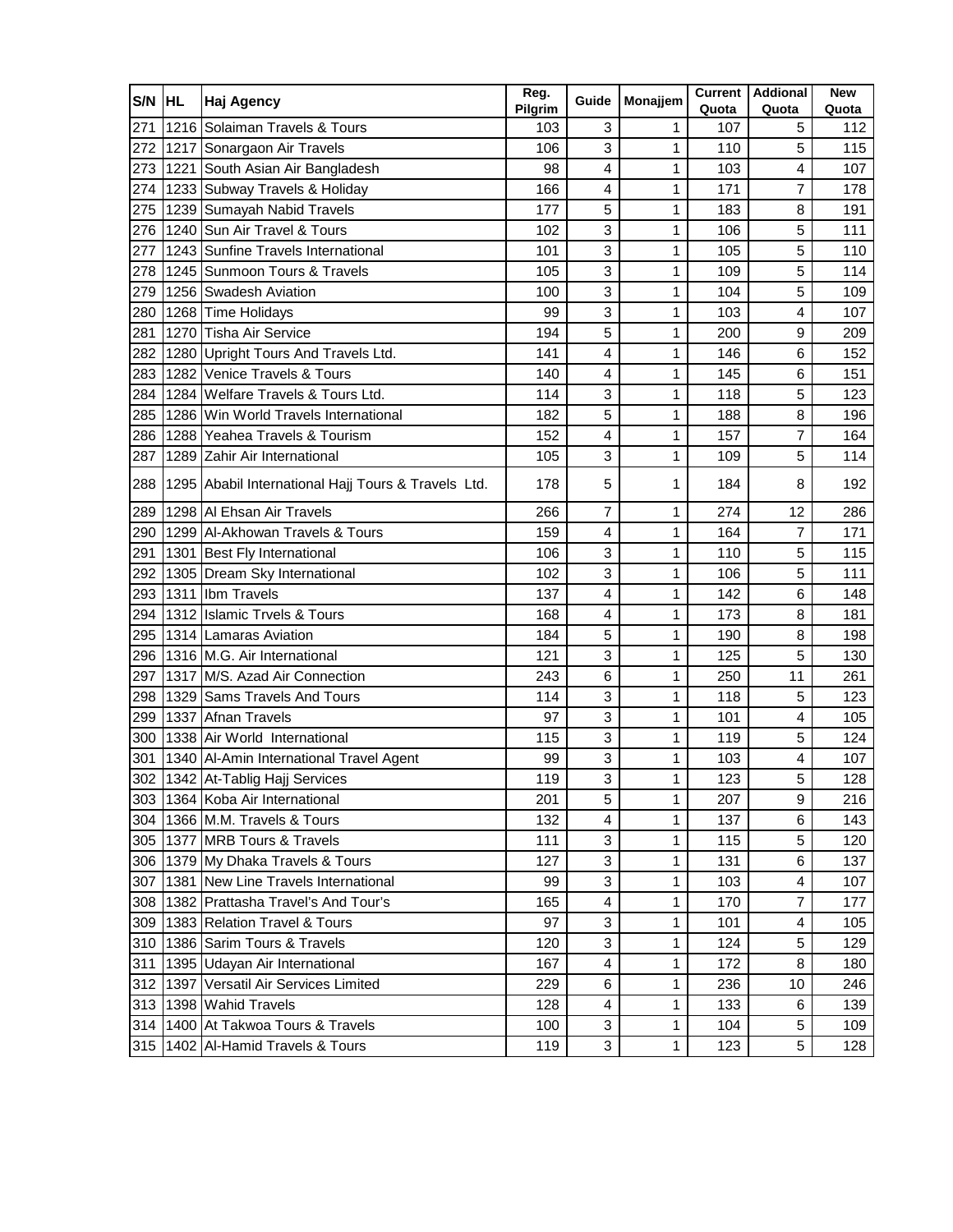| S/N | HL | Haj Agency | Reg. Pilgrim | Guide | Monajjem | Current Quota | Addional Quota | New Quota |
|---|---|---|---|---|---|---|---|---|
| 271 | 1216 | Solaiman Travels & Tours | 103 | 3 | 1 | 107 | 5 | 112 |
| 272 | 1217 | Sonargaon Air Travels | 106 | 3 | 1 | 110 | 5 | 115 |
| 273 | 1221 | South Asian Air Bangladesh | 98 | 4 | 1 | 103 | 4 | 107 |
| 274 | 1233 | Subway Travels & Holiday | 166 | 4 | 1 | 171 | 7 | 178 |
| 275 | 1239 | Sumayah Nabid Travels | 177 | 5 | 1 | 183 | 8 | 191 |
| 276 | 1240 | Sun Air Travel & Tours | 102 | 3 | 1 | 106 | 5 | 111 |
| 277 | 1243 | Sunfine Travels International | 101 | 3 | 1 | 105 | 5 | 110 |
| 278 | 1245 | Sunmoon Tours & Travels | 105 | 3 | 1 | 109 | 5 | 114 |
| 279 | 1256 | Swadesh Aviation | 100 | 3 | 1 | 104 | 5 | 109 |
| 280 | 1268 | Time Holidays | 99 | 3 | 1 | 103 | 4 | 107 |
| 281 | 1270 | Tisha Air Service | 194 | 5 | 1 | 200 | 9 | 209 |
| 282 | 1280 | Upright Tours And Travels Ltd. | 141 | 4 | 1 | 146 | 6 | 152 |
| 283 | 1282 | Venice Travels & Tours | 140 | 4 | 1 | 145 | 6 | 151 |
| 284 | 1284 | Welfare Travels & Tours Ltd. | 114 | 3 | 1 | 118 | 5 | 123 |
| 285 | 1286 | Win World Travels International | 182 | 5 | 1 | 188 | 8 | 196 |
| 286 | 1288 | Yeahea Travels & Tourism | 152 | 4 | 1 | 157 | 7 | 164 |
| 287 | 1289 | Zahir Air International | 105 | 3 | 1 | 109 | 5 | 114 |
| 288 | 1295 | Ababil International Hajj Tours & Travels Ltd. | 178 | 5 | 1 | 184 | 8 | 192 |
| 289 | 1298 | Al Ehsan Air Travels | 266 | 7 | 1 | 274 | 12 | 286 |
| 290 | 1299 | Al-Akhowan Travels & Tours | 159 | 4 | 1 | 164 | 7 | 171 |
| 291 | 1301 | Best Fly International | 106 | 3 | 1 | 110 | 5 | 115 |
| 292 | 1305 | Dream Sky International | 102 | 3 | 1 | 106 | 5 | 111 |
| 293 | 1311 | Ibm Travels | 137 | 4 | 1 | 142 | 6 | 148 |
| 294 | 1312 | Islamic Trvels & Tours | 168 | 4 | 1 | 173 | 8 | 181 |
| 295 | 1314 | Lamaras Aviation | 184 | 5 | 1 | 190 | 8 | 198 |
| 296 | 1316 | M.G. Air International | 121 | 3 | 1 | 125 | 5 | 130 |
| 297 | 1317 | M/S. Azad Air Connection | 243 | 6 | 1 | 250 | 11 | 261 |
| 298 | 1329 | Sams Travels And Tours | 114 | 3 | 1 | 118 | 5 | 123 |
| 299 | 1337 | Afnan Travels | 97 | 3 | 1 | 101 | 4 | 105 |
| 300 | 1338 | Air World International | 115 | 3 | 1 | 119 | 5 | 124 |
| 301 | 1340 | Al-Amin International Travel Agent | 99 | 3 | 1 | 103 | 4 | 107 |
| 302 | 1342 | At-Tablig Hajj Services | 119 | 3 | 1 | 123 | 5 | 128 |
| 303 | 1364 | Koba Air International | 201 | 5 | 1 | 207 | 9 | 216 |
| 304 | 1366 | M.M. Travels & Tours | 132 | 4 | 1 | 137 | 6 | 143 |
| 305 | 1377 | MRB Tours & Travels | 111 | 3 | 1 | 115 | 5 | 120 |
| 306 | 1379 | My Dhaka Travels & Tours | 127 | 3 | 1 | 131 | 6 | 137 |
| 307 | 1381 | New Line Travels International | 99 | 3 | 1 | 103 | 4 | 107 |
| 308 | 1382 | Prattasha Travel's And Tour's | 165 | 4 | 1 | 170 | 7 | 177 |
| 309 | 1383 | Relation Travel & Tours | 97 | 3 | 1 | 101 | 4 | 105 |
| 310 | 1386 | Sarim Tours & Travels | 120 | 3 | 1 | 124 | 5 | 129 |
| 311 | 1395 | Udayan Air International | 167 | 4 | 1 | 172 | 8 | 180 |
| 312 | 1397 | Versatil Air Services Limited | 229 | 6 | 1 | 236 | 10 | 246 |
| 313 | 1398 | Wahid Travels | 128 | 4 | 1 | 133 | 6 | 139 |
| 314 | 1400 | At Takwoa Tours & Travels | 100 | 3 | 1 | 104 | 5 | 109 |
| 315 | 1402 | Al-Hamid Travels & Tours | 119 | 3 | 1 | 123 | 5 | 128 |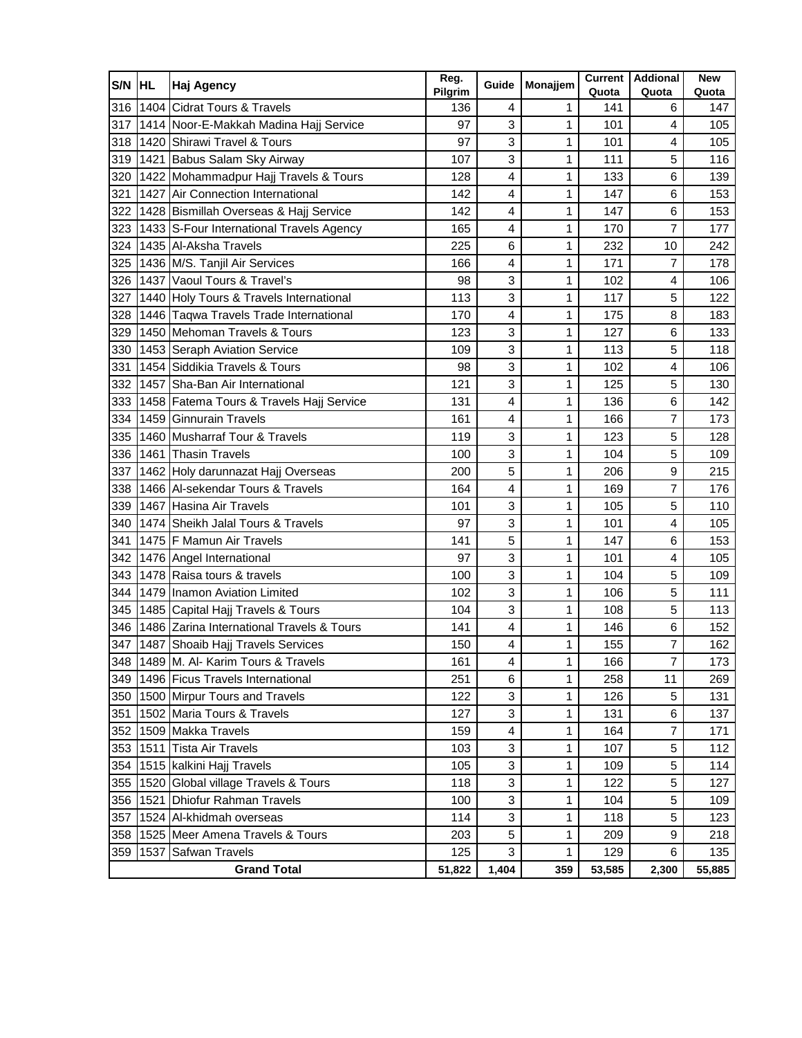| S/N | HL | Haj Agency | Reg. Pilgrim | Guide | Monajjem | Current Quota | Addional Quota | New Quota |
|---|---|---|---|---|---|---|---|---|
| 316 | 1404 | Cidrat Tours & Travels | 136 | 4 | 1 | 141 | 6 | 147 |
| 317 | 1414 | Noor-E-Makkah Madina Hajj Service | 97 | 3 | 1 | 101 | 4 | 105 |
| 318 | 1420 | Shirawi Travel & Tours | 97 | 3 | 1 | 101 | 4 | 105 |
| 319 | 1421 | Babus Salam Sky Airway | 107 | 3 | 1 | 111 | 5 | 116 |
| 320 | 1422 | Mohammadpur Hajj Travels & Tours | 128 | 4 | 1 | 133 | 6 | 139 |
| 321 | 1427 | Air Connection International | 142 | 4 | 1 | 147 | 6 | 153 |
| 322 | 1428 | Bismillah Overseas & Hajj Service | 142 | 4 | 1 | 147 | 6 | 153 |
| 323 | 1433 | S-Four International Travels Agency | 165 | 4 | 1 | 170 | 7 | 177 |
| 324 | 1435 | Al-Aksha Travels | 225 | 6 | 1 | 232 | 10 | 242 |
| 325 | 1436 | M/S. Tanjil Air Services | 166 | 4 | 1 | 171 | 7 | 178 |
| 326 | 1437 | Vaoul Tours & Travel's | 98 | 3 | 1 | 102 | 4 | 106 |
| 327 | 1440 | Holy Tours & Travels International | 113 | 3 | 1 | 117 | 5 | 122 |
| 328 | 1446 | Taqwa Travels Trade International | 170 | 4 | 1 | 175 | 8 | 183 |
| 329 | 1450 | Mehoman Travels & Tours | 123 | 3 | 1 | 127 | 6 | 133 |
| 330 | 1453 | Seraph Aviation Service | 109 | 3 | 1 | 113 | 5 | 118 |
| 331 | 1454 | Siddikia Travels & Tours | 98 | 3 | 1 | 102 | 4 | 106 |
| 332 | 1457 | Sha-Ban Air International | 121 | 3 | 1 | 125 | 5 | 130 |
| 333 | 1458 | Fatema Tours & Travels Hajj Service | 131 | 4 | 1 | 136 | 6 | 142 |
| 334 | 1459 | Ginnurain Travels | 161 | 4 | 1 | 166 | 7 | 173 |
| 335 | 1460 | Musharraf Tour & Travels | 119 | 3 | 1 | 123 | 5 | 128 |
| 336 | 1461 | Thasin Travels | 100 | 3 | 1 | 104 | 5 | 109 |
| 337 | 1462 | Holy darunnazat Hajj Overseas | 200 | 5 | 1 | 206 | 9 | 215 |
| 338 | 1466 | Al-sekendar Tours & Travels | 164 | 4 | 1 | 169 | 7 | 176 |
| 339 | 1467 | Hasina Air Travels | 101 | 3 | 1 | 105 | 5 | 110 |
| 340 | 1474 | Sheikh Jalal Tours & Travels | 97 | 3 | 1 | 101 | 4 | 105 |
| 341 | 1475 | F Mamun Air Travels | 141 | 5 | 1 | 147 | 6 | 153 |
| 342 | 1476 | Angel International | 97 | 3 | 1 | 101 | 4 | 105 |
| 343 | 1478 | Raisa tours & travels | 100 | 3 | 1 | 104 | 5 | 109 |
| 344 | 1479 | Inamon Aviation Limited | 102 | 3 | 1 | 106 | 5 | 111 |
| 345 | 1485 | Capital Hajj Travels & Tours | 104 | 3 | 1 | 108 | 5 | 113 |
| 346 | 1486 | Zarina International Travels & Tours | 141 | 4 | 1 | 146 | 6 | 152 |
| 347 | 1487 | Shoaib Hajj Travels Services | 150 | 4 | 1 | 155 | 7 | 162 |
| 348 | 1489 | M. Al- Karim Tours & Travels | 161 | 4 | 1 | 166 | 7 | 173 |
| 349 | 1496 | Ficus Travels International | 251 | 6 | 1 | 258 | 11 | 269 |
| 350 | 1500 | Mirpur Tours and Travels | 122 | 3 | 1 | 126 | 5 | 131 |
| 351 | 1502 | Maria Tours & Travels | 127 | 3 | 1 | 131 | 6 | 137 |
| 352 | 1509 | Makka Travels | 159 | 4 | 1 | 164 | 7 | 171 |
| 353 | 1511 | Tista Air Travels | 103 | 3 | 1 | 107 | 5 | 112 |
| 354 | 1515 | kalkini Hajj Travels | 105 | 3 | 1 | 109 | 5 | 114 |
| 355 | 1520 | Global village Travels & Tours | 118 | 3 | 1 | 122 | 5 | 127 |
| 356 | 1521 | Dhiofur Rahman Travels | 100 | 3 | 1 | 104 | 5 | 109 |
| 357 | 1524 | Al-khidmah overseas | 114 | 3 | 1 | 118 | 5 | 123 |
| 358 | 1525 | Meer Amena Travels & Tours | 203 | 5 | 1 | 209 | 9 | 218 |
| 359 | 1537 | Safwan Travels | 125 | 3 | 1 | 129 | 6 | 135 |
| | | **Grand Total** | **51,822** | **1,404** | **359** | **53,585** | **2,300** | **55,885** |